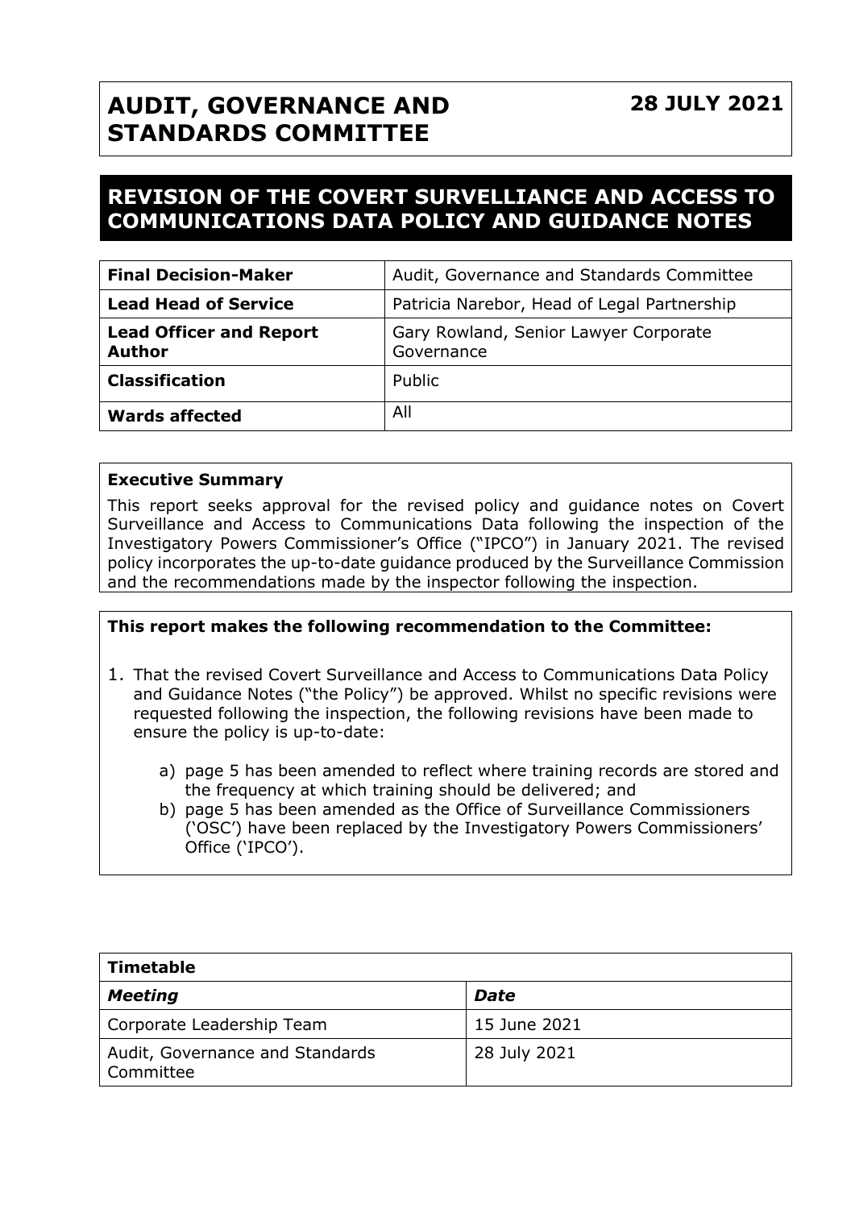# AUDIT, GOVERNANCE AND STANDARDS COMMITTEE

**28 JULY 2021**

## REVISION OF THE COVERT SURVELLIANCE AND ACCESS TO COMMUNICATIONS DATA POLICY AND GUIDANCE NOTES

| **Final Decision-Maker** | Audit, Governance and Standards Committee |
|---|---|
| **Lead Head of Service** | Patricia Narebor, Head of Legal Partnership |
| **Lead Officer and Report Author** | Gary Rowland, Senior Lawyer Corporate Governance |
| **Classification** | Public |
| **Wards affected** | All |

**Executive Summary**

This report seeks approval for the revised policy and guidance notes on Covert Surveillance and Access to Communications Data following the inspection of the Investigatory Powers Commissioner's Office ("IPCO") in January 2021. The revised policy incorporates the up-to-date guidance produced by the Surveillance Commission and the recommendations made by the inspector following the inspection.

**This report makes the following recommendation to the Committee:**

1. That the revised Covert Surveillance and Access to Communications Data Policy and Guidance Notes ("the Policy") be approved. Whilst no specific revisions were requested following the inspection, the following revisions have been made to ensure the policy is up-to-date:

    a) page 5 has been amended to reflect where training records are stored and the frequency at which training should be delivered; and
    b) page 5 has been amended as the Office of Surveillance Commissioners ('OSC') have been replaced by the Investigatory Powers Commissioners' Office ('IPCO').

| **Timetable** | |
|---|---|
| ***Meeting*** | ***Date*** |
| Corporate Leadership Team | 15 June 2021 |
| Audit, Governance and Standards Committee | 28 July 2021 |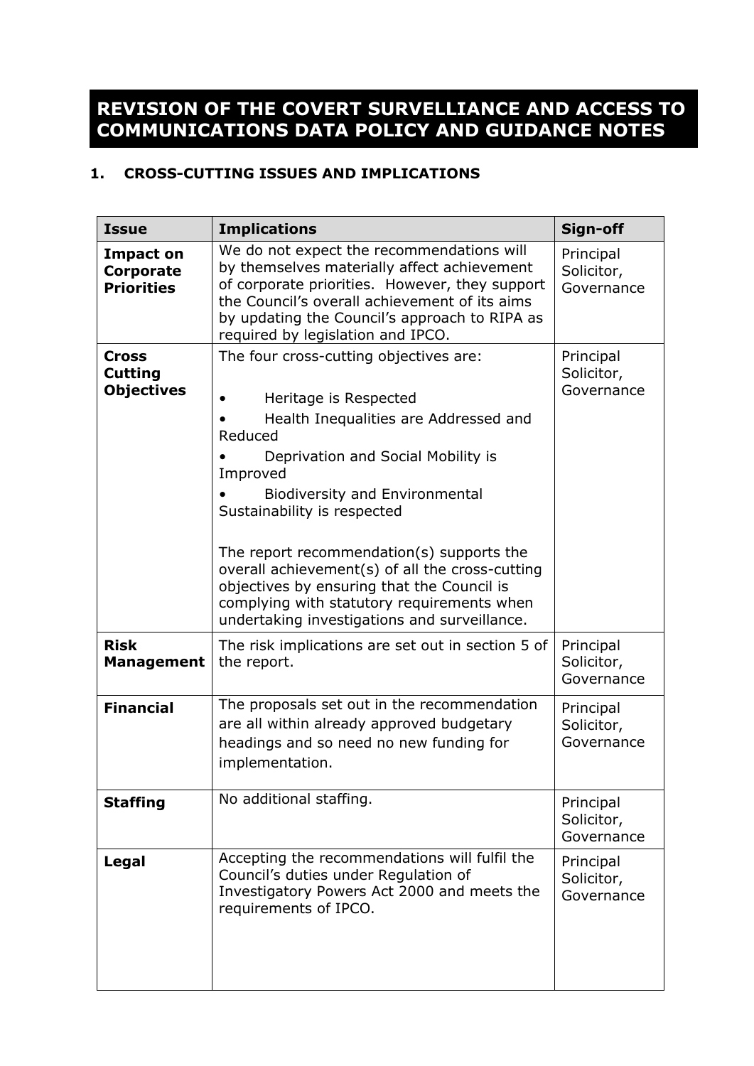# REVISION OF THE COVERT SURVELLIANCE AND ACCESS TO COMMUNICATIONS DATA POLICY AND GUIDANCE NOTES

## 1. CROSS-CUTTING ISSUES AND IMPLICATIONS

| Issue | Implications | Sign-off |
|---|---|---|
| **Impact on Corporate Priorities** | We do not expect the recommendations will by themselves materially affect achievement of corporate priorities. However, they support the Council's overall achievement of its aims by updating the Council's approach to RIPA as required by legislation and IPCO. | Principal Solicitor, Governance |
| **Cross Cutting Objectives** | The four cross-cutting objectives are:<br><br>• Heritage is Respected<br>• Health Inequalities are Addressed and Reduced<br>• Deprivation and Social Mobility is Improved<br>• Biodiversity and Environmental Sustainability is respected<br><br>The report recommendation(s) supports the overall achievement(s) of all the cross-cutting objectives by ensuring that the Council is complying with statutory requirements when undertaking investigations and surveillance. | Principal Solicitor, Governance |
| **Risk Management** | The risk implications are set out in section 5 of the report. | Principal Solicitor, Governance |
| **Financial** | The proposals set out in the recommendation are all within already approved budgetary headings and so need no new funding for implementation. | Principal Solicitor, Governance |
| **Staffing** | No additional staffing. | Principal Solicitor, Governance |
| **Legal** | Accepting the recommendations will fulfil the Council's duties under Regulation of Investigatory Powers Act 2000 and meets the requirements of IPCO. | Principal Solicitor, Governance |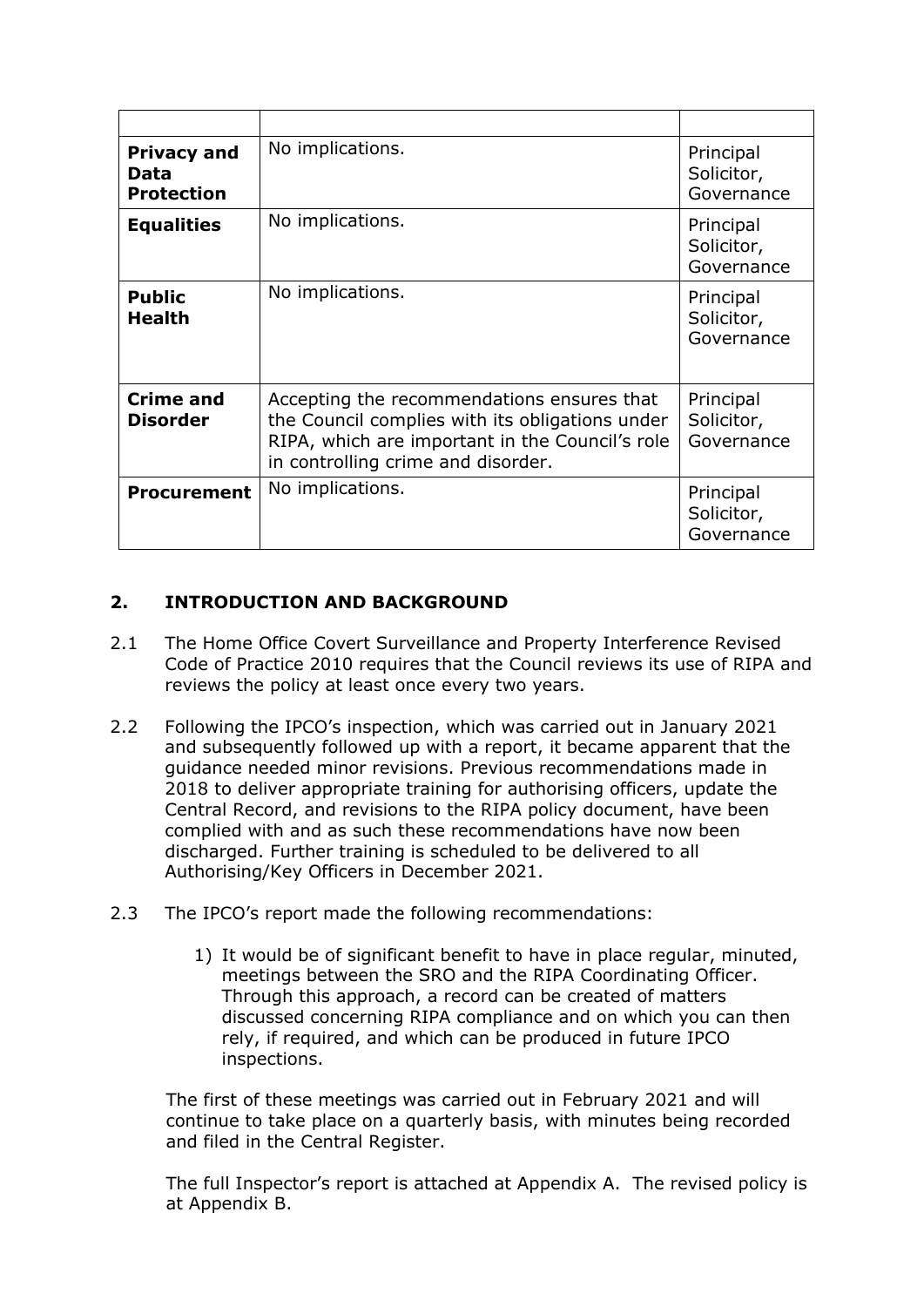| | | |
|---|---|---|
| **Privacy and Data Protection** | No implications. | Principal Solicitor, Governance |
| **Equalities** | No implications. | Principal Solicitor, Governance |
| **Public Health** | No implications. | Principal Solicitor, Governance |
| **Crime and Disorder** | Accepting the recommendations ensures that the Council complies with its obligations under RIPA, which are important in the Council's role in controlling crime and disorder. | Principal Solicitor, Governance |
| **Procurement** | No implications. | Principal Solicitor, Governance |

## 2. INTRODUCTION AND BACKGROUND

2.1 The Home Office Covert Surveillance and Property Interference Revised Code of Practice 2010 requires that the Council reviews its use of RIPA and reviews the policy at least once every two years.

2.2 Following the IPCO's inspection, which was carried out in January 2021 and subsequently followed up with a report, it became apparent that the guidance needed minor revisions. Previous recommendations made in 2018 to deliver appropriate training for authorising officers, update the Central Record, and revisions to the RIPA policy document, have been complied with and as such these recommendations have now been discharged. Further training is scheduled to be delivered to all Authorising/Key Officers in December 2021.

2.3 The IPCO's report made the following recommendations:

1) It would be of significant benefit to have in place regular, minuted, meetings between the SRO and the RIPA Coordinating Officer. Through this approach, a record can be created of matters discussed concerning RIPA compliance and on which you can then rely, if required, and which can be produced in future IPCO inspections.

The first of these meetings was carried out in February 2021 and will continue to take place on a quarterly basis, with minutes being recorded and filed in the Central Register.

The full Inspector's report is attached at Appendix A. The revised policy is at Appendix B.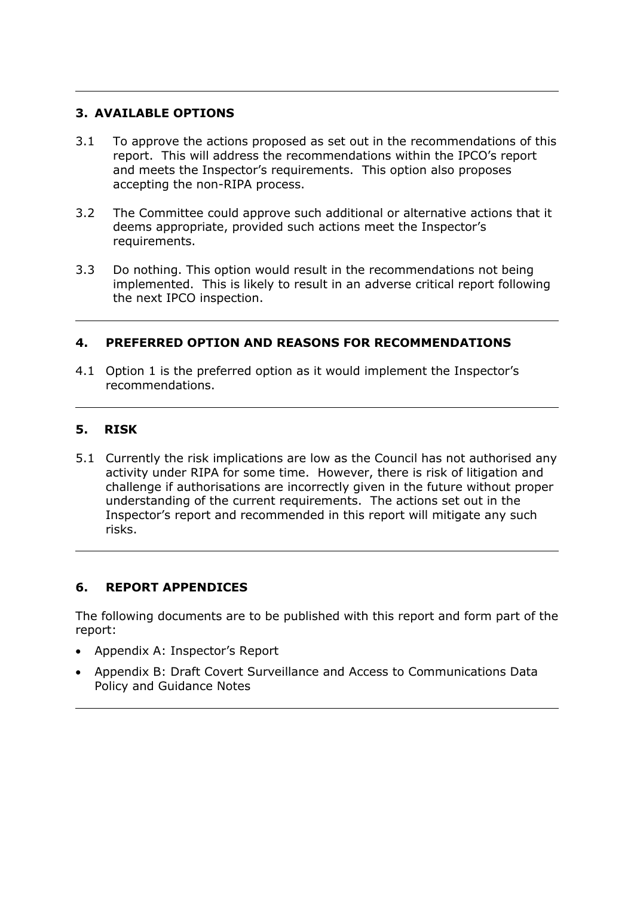## 3. AVAILABLE OPTIONS

3.1 To approve the actions proposed as set out in the recommendations of this report. This will address the recommendations within the IPCO's report and meets the Inspector's requirements. This option also proposes accepting the non-RIPA process.

3.2 The Committee could approve such additional or alternative actions that it deems appropriate, provided such actions meet the Inspector's requirements.

3.3 Do nothing. This option would result in the recommendations not being implemented. This is likely to result in an adverse critical report following the next IPCO inspection.

## 4. PREFERRED OPTION AND REASONS FOR RECOMMENDATIONS

4.1 Option 1 is the preferred option as it would implement the Inspector's recommendations.

## 5. RISK

5.1 Currently the risk implications are low as the Council has not authorised any activity under RIPA for some time. However, there is risk of litigation and challenge if authorisations are incorrectly given in the future without proper understanding of the current requirements. The actions set out in the Inspector's report and recommended in this report will mitigate any such risks.

## 6. REPORT APPENDICES

The following documents are to be published with this report and form part of the report:

- Appendix A: Inspector's Report
- Appendix B: Draft Covert Surveillance and Access to Communications Data Policy and Guidance Notes